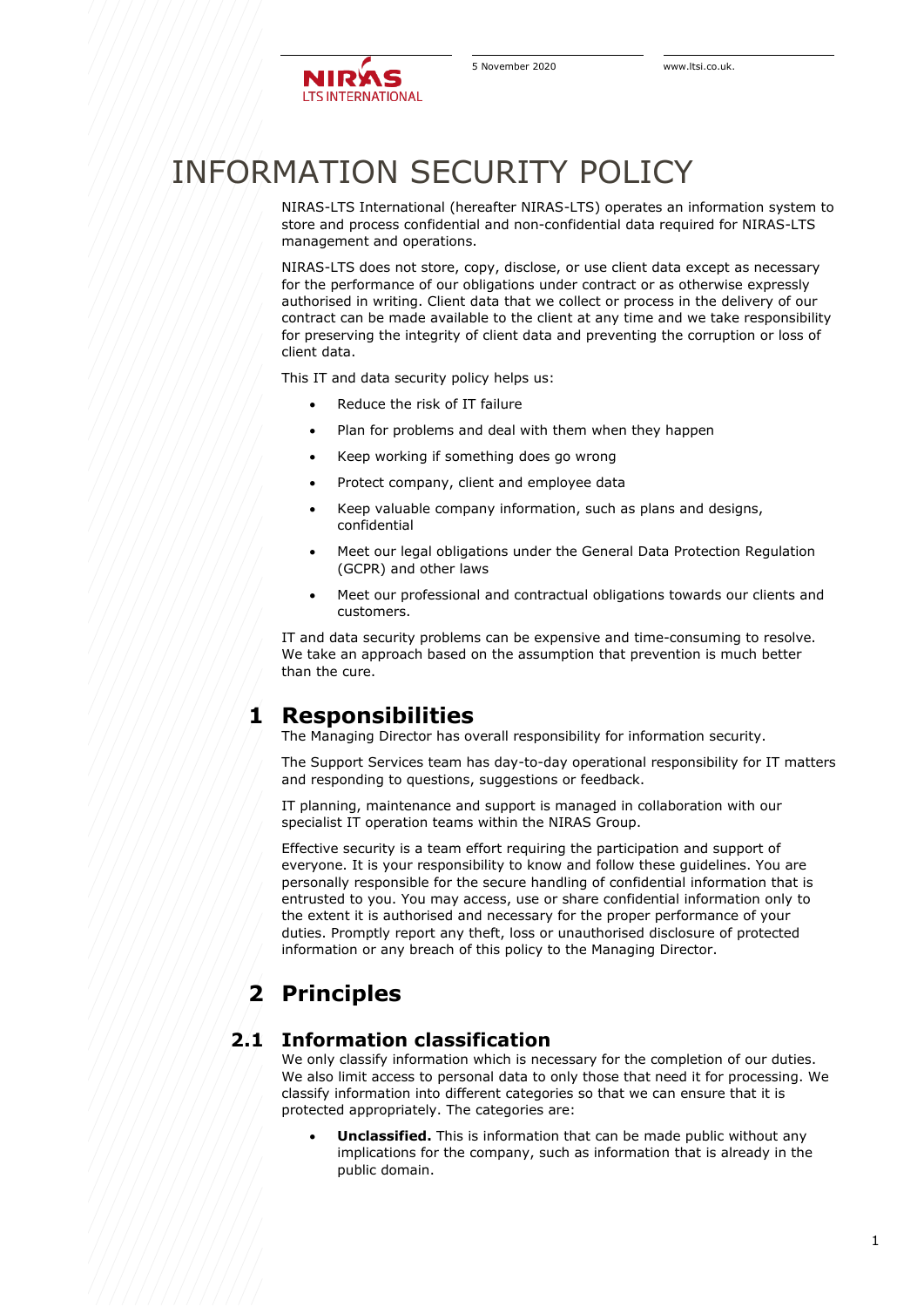# INFORMATION SECURITY POLICY

NIRAS-LTS International (hereafter NIRAS-LTS) operates an information system to store and process confidential and non-confidential data required for NIRAS-LTS management and operations.

NIRAS-LTS does not store, copy, disclose, or use client data except as necessary for the performance of our obligations under contract or as otherwise expressly authorised in writing. Client data that we collect or process in the delivery of our contract can be made available to the client at any time and we take responsibility for preserving the integrity of client data and preventing the corruption or loss of client data.

This IT and data security policy helps us:

- Reduce the risk of IT failure
- Plan for problems and deal with them when they happen
- Keep working if something does go wrong
- Protect company, client and employee data
- Keep valuable company information, such as plans and designs, confidential
- Meet our legal obligations under the General Data Protection Regulation (GCPR) and other laws
- Meet our professional and contractual obligations towards our clients and customers.

IT and data security problems can be expensive and time-consuming to resolve. We take an approach based on the assumption that prevention is much better than the cure.

## 1 Responsibilities

The Managing Director has overall responsibility for information security.

The Support Services team has day-to-day operational responsibility for IT matters and responding to questions, suggestions or feedback.

IT planning, maintenance and support is managed in collaboration with our specialist IT operation teams within the NIRAS Group.

Effective security is a team effort requiring the participation and support of everyone. It is your responsibility to know and follow these guidelines. You are personally responsible for the secure handling of confidential information that is entrusted to you. You may access, use or share confidential information only to the extent it is authorised and necessary for the proper performance of your duties. Promptly report any theft, loss or unauthorised disclosure of protected information or any breach of this policy to the Managing Director.

## 2 Principles

### 2.1 Information classification

We only classify information which is necessary for the completion of our duties. We also limit access to personal data to only those that need it for processing. We classify information into different categories so that we can ensure that it is protected appropriately. The categories are:

- **Unclassified.** This is information that can be made public without any implications for the company, such as information that is already in the public domain.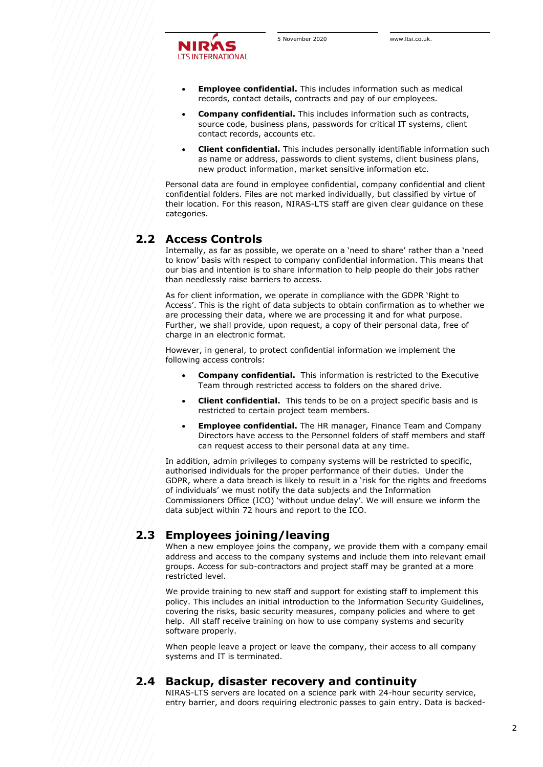- **Employee confidential.** This includes information such as medical records, contact details, contracts and pay of our employees.
- **Company confidential.** This includes information such as contracts, source code, business plans, passwords for critical IT systems, client contact records, accounts etc.
- **Client confidential.** This includes personally identifiable information such as name or address, passwords to client systems, client business plans, new product information, market sensitive information etc.

Personal data are found in employee confidential, company confidential and client confidential folders. Files are not marked individually, but classified by virtue of their location. For this reason, NIRAS-LTS staff are given clear guidance on these categories.

## 2.2 Access Controls

Internally, as far as possible, we operate on a 'need to share' rather than a 'need to know' basis with respect to company confidential information. This means that our bias and intention is to share information to help people do their jobs rather than needlessly raise barriers to access.

As for client information, we operate in compliance with the GDPR 'Right to Access'. This is the right of data subjects to obtain confirmation as to whether we are processing their data, where we are processing it and for what purpose. Further, we shall provide, upon request, a copy of their personal data, free of charge in an electronic format.

However, in general, to protect confidential information we implement the following access controls:

- **Company confidential.** This information is restricted to the Executive Team through restricted access to folders on the shared drive.
- **Client confidential.** This tends to be on a project specific basis and is restricted to certain project team members.
- **Employee confidential.** The HR manager, Finance Team and Company Directors have access to the Personnel folders of staff members and staff can request access to their personal data at any time.

In addition, admin privileges to company systems will be restricted to specific, authorised individuals for the proper performance of their duties. Under the GDPR, where a data breach is likely to result in a 'risk for the rights and freedoms of individuals' we must notify the data subjects and the Information Commissioners Office (ICO) 'without undue delay'. We will ensure we inform the data subject within 72 hours and report to the ICO.

## 2.3 Employees joining/leaving

When a new employee joins the company, we provide them with a company email address and access to the company systems and include them into relevant email groups. Access for sub-contractors and project staff may be granted at a more restricted level.

We provide training to new staff and support for existing staff to implement this policy. This includes an initial introduction to the Information Security Guidelines, covering the risks, basic security measures, company policies and where to get help. All staff receive training on how to use company systems and security software properly.

When people leave a project or leave the company, their access to all company systems and IT is terminated.

## 2.4 Backup, disaster recovery and continuity

NIRAS-LTS servers are located on a science park with 24-hour security service, entry barrier, and doors requiring electronic passes to gain entry. Data is backed-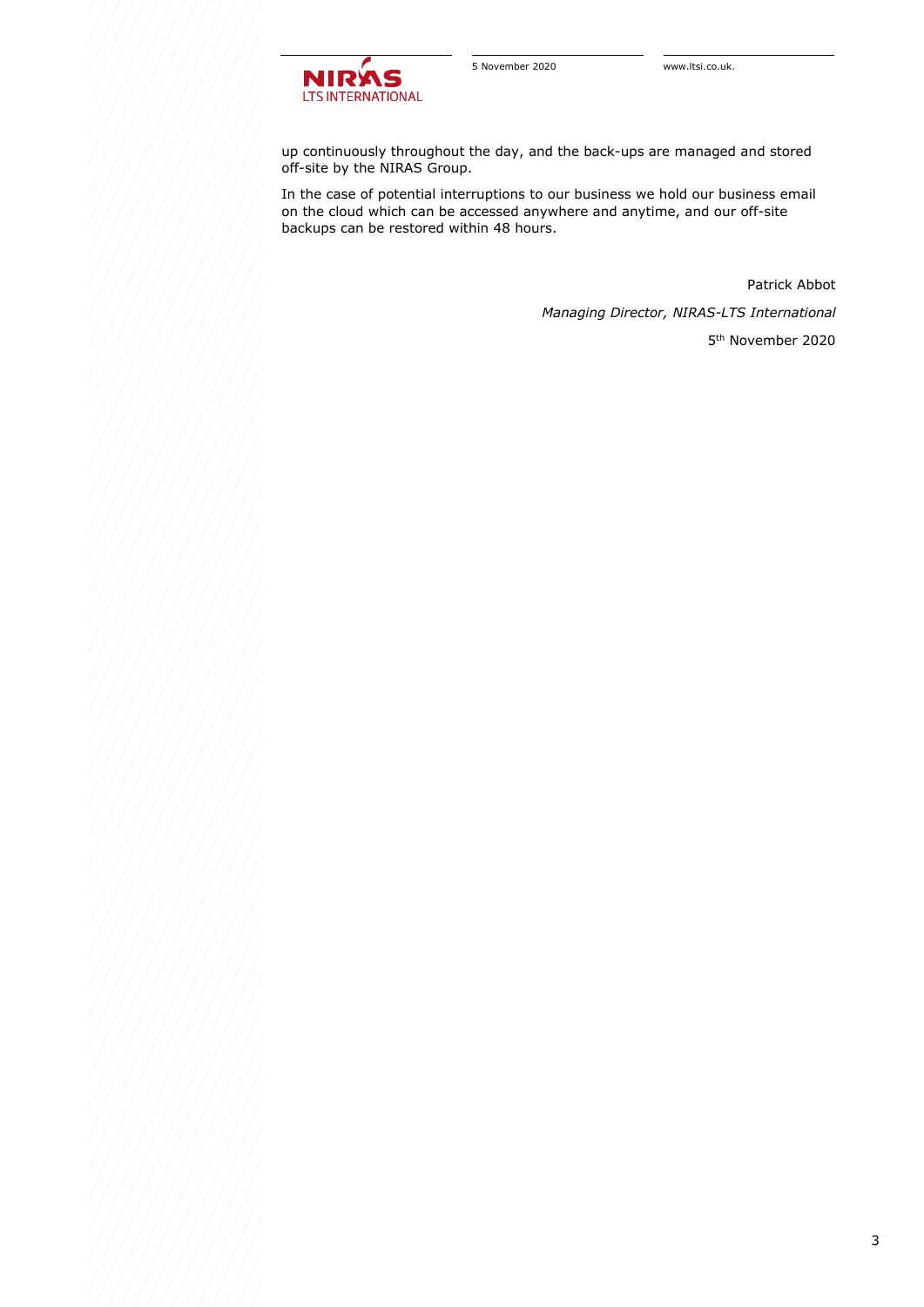up continuously throughout the day, and the back-ups are managed and stored off-site by the NIRAS Group.

In the case of potential interruptions to our business we hold our business email on the cloud which can be accessed anywhere and anytime, and our off-site backups can be restored within 48 hours.

Patrick Abbot

*Managing Director, NIRAS-LTS International*

5th November 2020